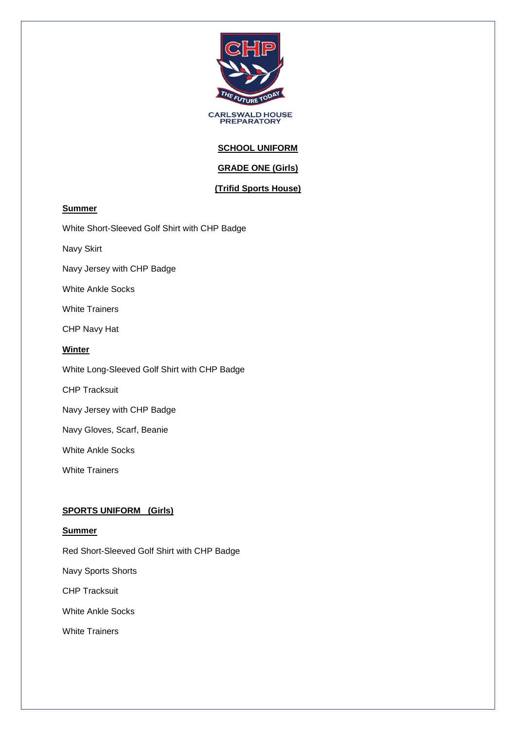CARLSWALD HOUSE PREPARATORY

# SCHOOL UNIFORM

## GRADE ONE (Girls)

## (Trifid Sports House)

### Summer

White Short-Sleeved Golf Shirt with CHP Badge

Navy Skirt

Navy Jersey with CHP Badge

White Ankle Socks

White Trainers

CHP Navy Hat

### Winter

White Long-Sleeved Golf Shirt with CHP Badge

CHP Tracksuit

Navy Jersey with CHP Badge

Navy Gloves, Scarf, Beanie

White Ankle Socks

White Trainers

## SPORTS UNIFORM (Girls)

### Summer

Red Short-Sleeved Golf Shirt with CHP Badge

Navy Sports Shorts

CHP Tracksuit

White Ankle Socks

White Trainers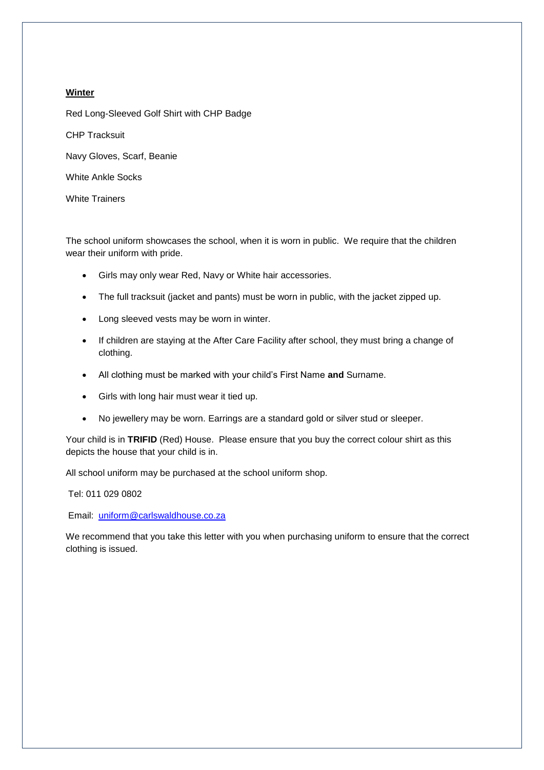**Winter**

Red Long-Sleeved Golf Shirt with CHP Badge

CHP Tracksuit

Navy Gloves, Scarf, Beanie

White Ankle Socks

White Trainers

The school uniform showcases the school, when it is worn in public. We require that the children wear their uniform with pride.

- Girls may only wear Red, Navy or White hair accessories.
- The full tracksuit (jacket and pants) must be worn in public, with the jacket zipped up.
- Long sleeved vests may be worn in winter.
- If children are staying at the After Care Facility after school, they must bring a change of clothing.
- All clothing must be marked with your child's First Name **and** Surname.
- Girls with long hair must wear it tied up.
- No jewellery may be worn. Earrings are a standard gold or silver stud or sleeper.

Your child is in **TRIFID** (Red) House. Please ensure that you buy the correct colour shirt as this depicts the house that your child is in.

All school uniform may be purchased at the school uniform shop.

Tel: 011 029 0802

Email: uniform@carlswaldhouse.co.za

We recommend that you take this letter with you when purchasing uniform to ensure that the correct clothing is issued.